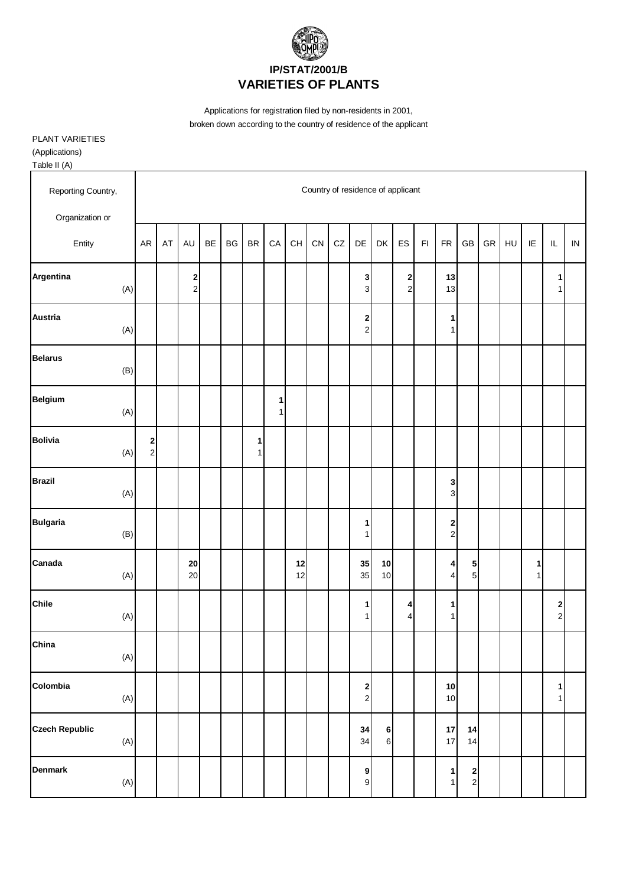# IP/STAT/2001/B
# VARIETIES OF PLANTS

Applications for registration filed by non-residents in 2001,
broken down according to the country of residence of the applicant

PLANT VARIETIES
(Applications)
Table II (A)

| Reporting Country, Organization or Entity | | Country of residence of applicant | | | | | | | | | | | | | | | | | | | | |
|---|---|---|---|---|---|---|---|---|---|---|---|---|---|---|---|---|---|---|---|---|---|---|
| | | AR | AT | AU | BE | BG | BR | CA | CH | CN | CZ | DE | DK | ES | FI | FR | GB | GR | HU | IE | IL | IN |
| **Argentina** | | | | **2** | | | | | | | | **3** | | **2** | | **13** | | | | | **1** | |
| | (A) | | | 2 | | | | | | | | 3 | | 2 | | 13 | | | | | 1 | |
| **Austria** | | | | | | | | | | | | **2** | | | | **1** | | | | | | |
| | (A) | | | | | | | | | | | 2 | | | | 1 | | | | | | |
| **Belarus** | | | | | | | | | | | | | | | | | | | | | | |
| | (B) | | | | | | | | | | | | | | | | | | | | | |
| **Belgium** | | | | | | | | **1** | | | | | | | | | | | | | | |
| | (A) | | | | | | | 1 | | | | | | | | | | | | | | |
| **Bolivia** | | **2** | | | | | **1** | | | | | | | | | | | | | | | |
| | (A) | 2 | | | | | 1 | | | | | | | | | | | | | | | |
| **Brazil** | | | | | | | | | | | | | | | | **3** | | | | | | |
| | (A) | | | | | | | | | | | | | | | 3 | | | | | | |
| **Bulgaria** | | | | | | | | | | | | **1** | | | | **2** | | | | | | |
| | (B) | | | | | | | | | | | 1 | | | | 2 | | | | | | |
| **Canada** | | | | **20** | | | | | **12** | | | **35** | **10** | | | **4** | **5** | | | **1** | | |
| | (A) | | | 20 | | | | | 12 | | | 35 | 10 | | | 4 | 5 | | | 1 | | |
| **Chile** | | | | | | | | | | | | **1** | | **4** | | **1** | | | | | **2** | |
| | (A) | | | | | | | | | | | 1 | | 4 | | 1 | | | | | 2 | |
| **China** | | | | | | | | | | | | | | | | | | | | | | |
| | (A) | | | | | | | | | | | | | | | | | | | | | |
| **Colombia** | | | | | | | | | | | | **2** | | | | **10** | | | | | **1** | |
| | (A) | | | | | | | | | | | 2 | | | | 10 | | | | | 1 | |
| **Czech Republic** | | | | | | | | | | | | **34** | **6** | | | **17** | **14** | | | | | |
| | (A) | | | | | | | | | | | 34 | 6 | | | 17 | 14 | | | | | |
| **Denmark** | | | | | | | | | | | | **9** | | | | **1** | **2** | | | | | |
| | (A) | | | | | | | | | | | 9 | | | | 1 | 2 | | | | | |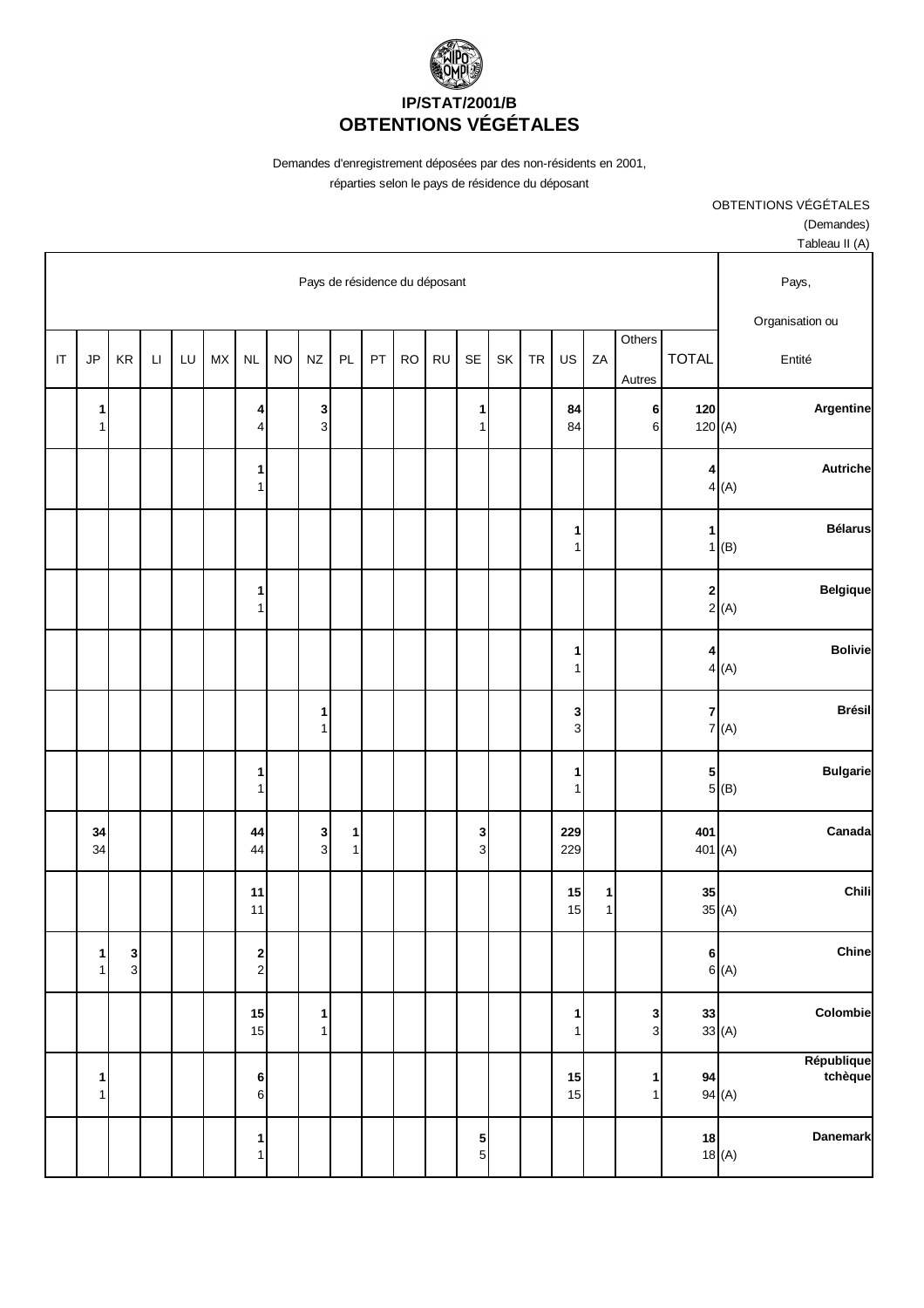# IP/STAT/2001/B
## OBTENTIONS VÉGÉTALES

Demandes d'enregistrement déposées par des non-résidents en 2001, réparties selon le pays de résidence du déposant

OBTENTIONS VÉGÉTALES
(Demandes)
Tableau II (A)

| Pays de résidence du déposant | | | | | | | | | | | | | | | | | | | | | Pays, Organisation ou Entité |
|---|---|---|---|---|---|---|---|---|---|---|---|---|---|---|---|---|---|---|---|---|---|
| IT | JP | KR | LI | LU | MX | NL | NO | NZ | PL | PT | RO | RU | SE | SK | TR | US | ZA | Others Autres | TOTAL | | |
| | **1** | | | | | **4** | | **3** | | | | | **1** | | | **84** | | **6** | **120** | | **Argentine** |
| | 1 | | | | | 4 | | 3 | | | | | 1 | | | 84 | | 6 | 120 | (A) | |
| | | | | | | **1** | | | | | | | | | | | | | **4** | | **Autriche** |
| | | | | | | 1 | | | | | | | | | | | | | 4 | (A) | |
| | | | | | | | | | | | | | | | | **1** | | | **1** | | **Bélarus** |
| | | | | | | | | | | | | | | | | 1 | | | 1 | (B) | |
| | | | | | | **1** | | | | | | | | | | | | | **2** | | **Belgique** |
| | | | | | | 1 | | | | | | | | | | | | | 2 | (A) | |
| | | | | | | | | | | | | | | | | **1** | | | **4** | | **Bolivie** |
| | | | | | | | | | | | | | | | | 1 | | | 4 | (A) | |
| | | | | | | | | **1** | | | | | | | | **3** | | | **7** | | **Brésil** |
| | | | | | | | | 1 | | | | | | | | 3 | | | 7 | (A) | |
| | | | | | | **1** | | | | | | | | | | **1** | | | **5** | | **Bulgarie** |
| | | | | | | 1 | | | | | | | | | | 1 | | | 5 | (B) | |
| | **34** | | | | | **44** | | **3** | **1** | | | | **3** | | | **229** | | | **401** | | **Canada** |
| | 34 | | | | | 44 | | 3 | 1 | | | | 3 | | | 229 | | | 401 | (A) | |
| | | | | | | **11** | | | | | | | | | | **15** | **1** | | **35** | | **Chili** |
| | | | | | | 11 | | | | | | | | | | 15 | 1 | | 35 | (A) | |
| | **1** | **3** | | | | **2** | | | | | | | | | | | | | **6** | | **Chine** |
| | 1 | 3 | | | | 2 | | | | | | | | | | | | | 6 | (A) | |
| | | | | | | **15** | | **1** | | | | | | | | **1** | | **3** | **33** | | **Colombie** |
| | | | | | | 15 | | 1 | | | | | | | | 1 | | 3 | 33 | (A) | |
| | **1** | | | | | **6** | | | | | | | | | | **15** | | **1** | **94** | | **République tchèque** |
| | 1 | | | | | 6 | | | | | | | | | | 15 | | 1 | 94 | (A) | |
| | | | | | | **1** | | | | | | | **5** | | | | | | **18** | | **Danemark** |
| | | | | | | 1 | | | | | | | 5 | | | | | | 18 | (A) | |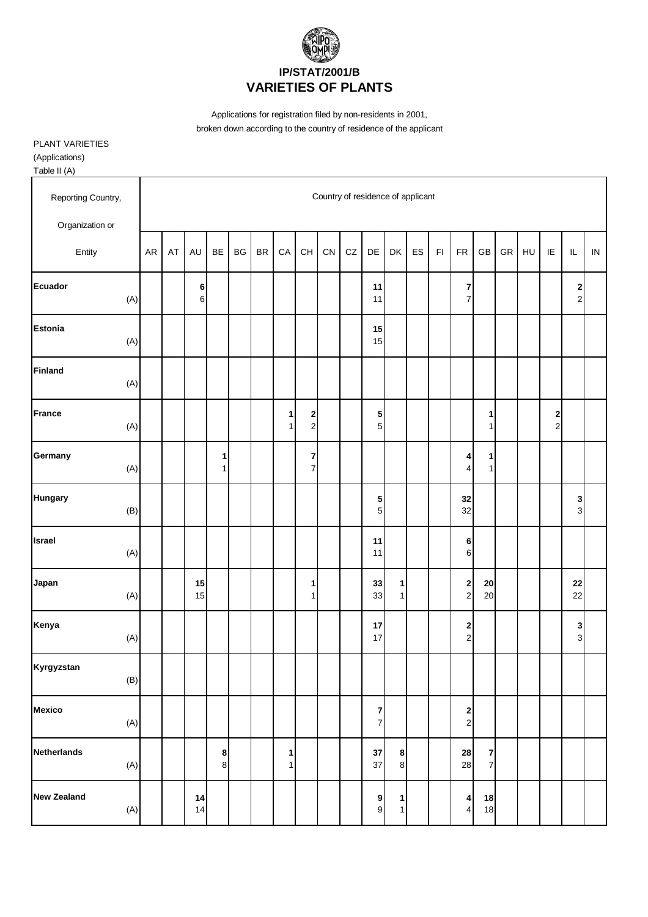# IP/STAT/2001/B
# VARIETIES OF PLANTS

Applications for registration filed by non-residents in 2001,
broken down according to the country of residence of the applicant

PLANT VARIETIES
(Applications)
Table II (A)

| Reporting Country, Organization or Entity | Country of residence of applicant | | | | | | | | | | | | | | | | | | | | |
|---|---|---|---|---|---|---|---|---|---|---|---|---|---|---|---|---|---|---|---|---|---|
| | AR | AT | AU | BE | BG | BR | CA | CH | CN | CZ | DE | DK | ES | FI | FR | GB | GR | HU | IE | IL | IN |
| **Ecuador** | | | **6** | | | | | | | | **11** | | | | **7** | | | | | **2** | |
| (A) | | | 6 | | | | | | | | 11 | | | | 7 | | | | | 2 | |
| **Estonia** | | | | | | | | | | | **15** | | | | | | | | | | |
| (A) | | | | | | | | | | | 15 | | | | | | | | | | |
| **Finland** | | | | | | | | | | | | | | | | | | | | | |
| (A) | | | | | | | | | | | | | | | | | | | | | |
| **France** | | | | | | | **1** | **2** | | | **5** | | | | | **1** | | | **2** | | |
| (A) | | | | | | | 1 | 2 | | | 5 | | | | | 1 | | | 2 | | |
| **Germany** | | | | **1** | | | | **7** | | | | | | | **4** | **1** | | | | | |
| (A) | | | | 1 | | | | 7 | | | | | | | 4 | 1 | | | | | |
| **Hungary** | | | | | | | | | | | **5** | | | | **32** | | | | | **3** | |
| (B) | | | | | | | | | | | 5 | | | | 32 | | | | | 3 | |
| **Israel** | | | | | | | | | | | **11** | | | | **6** | | | | | | |
| (A) | | | | | | | | | | | 11 | | | | 6 | | | | | | |
| **Japan** | | | **15** | | | | | **1** | | | **33** | **1** | | | **2** | **20** | | | | **22** | |
| (A) | | | 15 | | | | | 1 | | | 33 | 1 | | | 2 | 20 | | | | 22 | |
| **Kenya** | | | | | | | | | | | **17** | | | | **2** | | | | | **3** | |
| (A) | | | | | | | | | | | 17 | | | | 2 | | | | | 3 | |
| **Kyrgyzstan** | | | | | | | | | | | | | | | | | | | | | |
| (B) | | | | | | | | | | | | | | | | | | | | | |
| **Mexico** | | | | | | | | | | | **7** | | | | **2** | | | | | | |
| (A) | | | | | | | | | | | 7 | | | | 2 | | | | | | |
| **Netherlands** | | | | **8** | | | **1** | | | | **37** | **8** | | | **28** | **7** | | | | | |
| (A) | | | | 8 | | | 1 | | | | 37 | 8 | | | 28 | 7 | | | | | |
| **New Zealand** | | | **14** | | | | | | | | **9** | **1** | | | **4** | **18** | | | | | |
| (A) | | | 14 | | | | | | | | 9 | 1 | | | 4 | 18 | | | | | |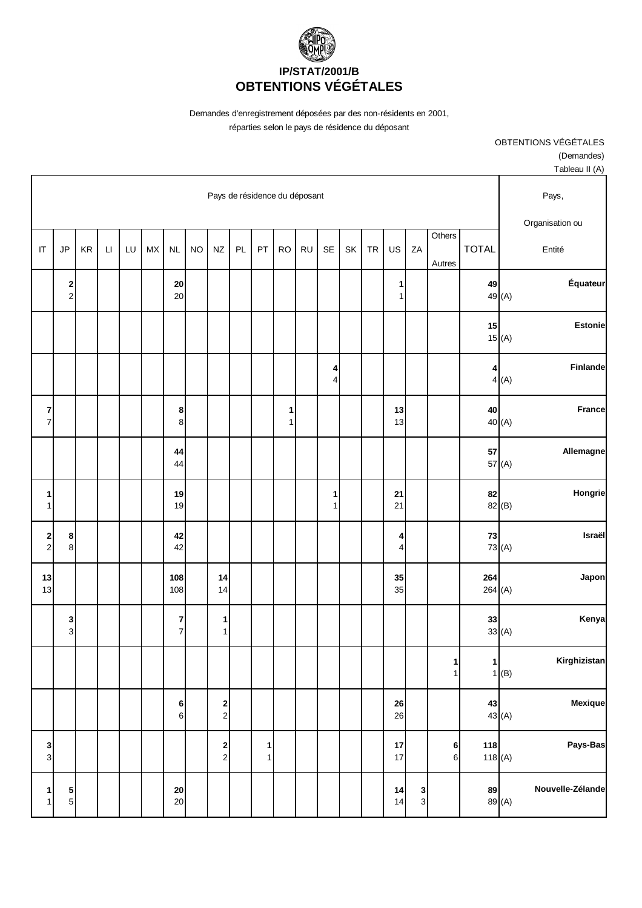# IP/STAT/2001/B
# OBTENTIONS VÉGÉTALES

Demandes d'enregistrement déposées par des non-résidents en 2001, réparties selon le pays de résidence du déposant

OBTENTIONS VÉGÉTALES
(Demandes)
Tableau II (A)

| Pays de résidence du déposant | | | | | | | | | | | | | | | | | | | | Pays, Organisation ou Entité |
|---|---|---|---|---|---|---|---|---|---|---|---|---|---|---|---|---|---|---|---|---|
| IT | JP | KR | LI | LU | MX | NL | NO | NZ | PL | PT | RO | RU | SE | SK | TR | US | ZA | Others Autres | TOTAL | |
| | **2** | | | | | **20** | | | | | | | | | | **1** | | | **49** | **Équateur** |
| | 2 | | | | | 20 | | | | | | | | | | 1 | | | 49 | (A) |
| | | | | | | | | | | | | | | | | | | | **15** | **Estonie** |
| | | | | | | | | | | | | | | | | | | | 15 | (A) |
| | | | | | | | | | | | | | **4** | | | | | | **4** | **Finlande** |
| | | | | | | | | | | | | | 4 | | | | | | 4 | (A) |
| **7** | | | | | | **8** | | | | | **1** | | | | | **13** | | | **40** | **France** |
| 7 | | | | | | 8 | | | | | 1 | | | | | 13 | | | 40 | (A) |
| | | | | | | **44** | | | | | | | | | | | | | **57** | **Allemagne** |
| | | | | | | 44 | | | | | | | | | | | | | 57 | (A) |
| **1** | | | | | | **19** | | | | | | | **1** | | | **21** | | | **82** | **Hongrie** |
| 1 | | | | | | 19 | | | | | | | 1 | | | 21 | | | 82 | (B) |
| **2** | **8** | | | | | **42** | | | | | | | | | | **4** | | | **73** | **Israël** |
| 2 | 8 | | | | | 42 | | | | | | | | | | 4 | | | 73 | (A) |
| **13** | | | | | | **108** | | **14** | | | | | | | | **35** | | | **264** | **Japon** |
| 13 | | | | | | 108 | | 14 | | | | | | | | 35 | | | 264 | (A) |
| | **3** | | | | | **7** | | **1** | | | | | | | | | | | **33** | **Kenya** |
| | 3 | | | | | 7 | | 1 | | | | | | | | | | | 33 | (A) |
| | | | | | | | | | | | | | | | | | | **1** | **1** | **Kirghizistan** |
| | | | | | | | | | | | | | | | | | | 1 | 1 | (B) |
| | | | | | | **6** | | **2** | | | | | | | | **26** | | | **43** | **Mexique** |
| | | | | | | 6 | | 2 | | | | | | | | 26 | | | 43 | (A) |
| **3** | | | | | | | | **2** | | **1** | | | | | | **17** | | **6** | **118** | **Pays-Bas** |
| 3 | | | | | | | | 2 | | 1 | | | | | | 17 | | 6 | 118 | (A) |
| **1** | **5** | | | | | **20** | | | | | | | | | | **14** | **3** | | **89** | **Nouvelle-Zélande** |
| 1 | 5 | | | | | 20 | | | | | | | | | | 14 | 3 | | 89 | (A) |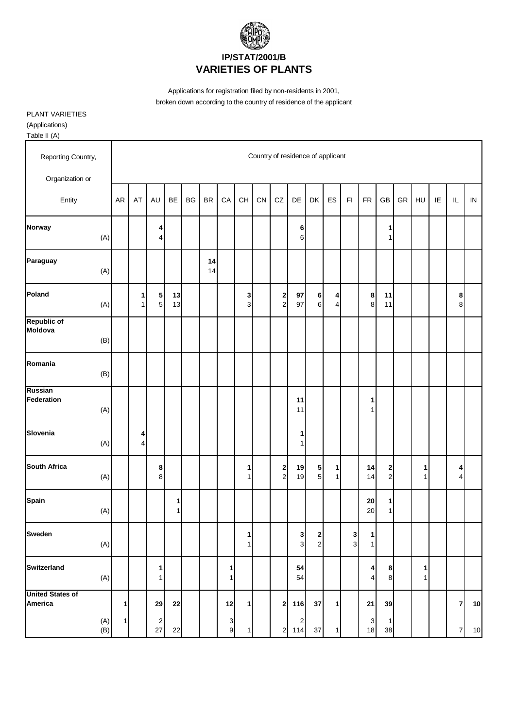**IP/STAT/2001/B**
**VARIETIES OF PLANTS**

Applications for registration filed by non-residents in 2001,
broken down according to the country of residence of the applicant

PLANT VARIETIES
(Applications)
Table II (A)

| Reporting Country, Organization or Entity | | Country of residence of applicant | | | | | | | | | | | | | | | | | | | | |
|---|---|---|---|---|---|---|---|---|---|---|---|---|---|---|---|---|---|---|---|---|---|---|
| | | AR | AT | AU | BE | BG | BR | CA | CH | CN | CZ | DE | DK | ES | FI | FR | GB | GR | HU | IE | IL | IN |
| **Norway** | | | | **4** | | | | | | | | **6** | | | | | **1** | | | | | |
| | (A) | | | 4 | | | | | | | | 6 | | | | | 1 | | | | | |
| **Paraguay** | | | | | | | **14** | | | | | | | | | | | | | | | |
| | (A) | | | | | | 14 | | | | | | | | | | | | | | | |
| **Poland** | | | **1** | **5** | **13** | | | | **3** | | **2** | **97** | **6** | **4** | | **8** | **11** | | | | **8** | |
| | (A) | | 1 | 5 | 13 | | | | 3 | | 2 | 97 | 6 | 4 | | 8 | 11 | | | | 8 | |
| **Republic of Moldova** | | | | | | | | | | | | | | | | | | | | | | |
| | (B) | | | | | | | | | | | | | | | | | | | | | |
| **Romania** | | | | | | | | | | | | | | | | | | | | | | |
| | (B) | | | | | | | | | | | | | | | | | | | | | |
| **Russian Federation** | | | | | | | | | | | | **11** | | | | **1** | | | | | | |
| | (A) | | | | | | | | | | | 11 | | | | 1 | | | | | | |
| **Slovenia** | | | **4** | | | | | | | | | **1** | | | | | | | | | | |
| | (A) | | 4 | | | | | | | | | 1 | | | | | | | | | | |
| **South Africa** | | | | **8** | | | | | **1** | | **2** | **19** | **5** | **1** | | **14** | **2** | | **1** | | **4** | |
| | (A) | | | 8 | | | | | 1 | | 2 | 19 | 5 | 1 | | 14 | 2 | | 1 | | 4 | |
| **Spain** | | | | | **1** | | | | | | | | | | | **20** | **1** | | | | | |
| | (A) | | | | 1 | | | | | | | | | | | 20 | 1 | | | | | |
| **Sweden** | | | | | | | | | **1** | | | **3** | **2** | | **3** | **1** | | | | | | |
| | (A) | | | | | | | | 1 | | | 3 | 2 | | 3 | 1 | | | | | | |
| **Switzerland** | | | | **1** | | | | **1** | | | | **54** | | | | **4** | **8** | | **1** | | | |
| | (A) | | | 1 | | | | 1 | | | | 54 | | | | 4 | 8 | | 1 | | | |
| **United States of America** | | **1** | | **29** | **22** | | | **12** | **1** | | **2** | **116** | **37** | **1** | | **21** | **39** | | | | **7** | **10** |
| | (A) | 1 | | 2 | | | | 3 | | | | 2 | | | | 3 | 1 | | | | | |
| | (B) | | | 27 | 22 | | | 9 | 1 | | 2 | 114 | 37 | 1 | | 18 | 38 | | | | 7 | 10 |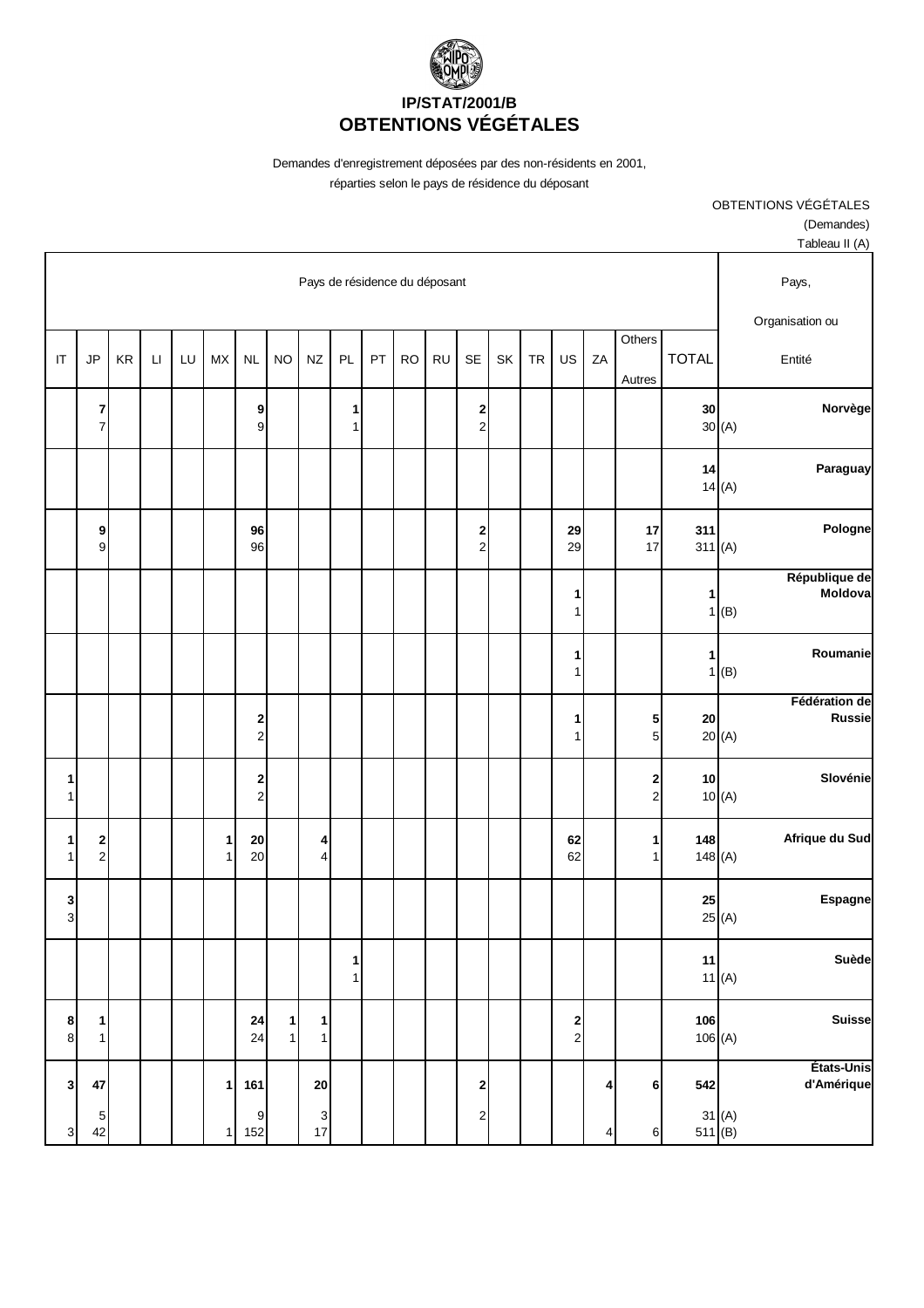# IP/STAT/2001/B
# OBTENTIONS VÉGÉTALES

Demandes d'enregistrement déposées par des non-résidents en 2001, réparties selon le pays de résidence du déposant

OBTENTIONS VÉGÉTALES
(Demandes)
Tableau II (A)

| IT | JP | KR | LI | LU | MX | NL | NO | NZ | PL | PT | RO | RU | SE | SK | TR | US | ZA | Others Autres | TOTAL | | Pays, Organisation ou Entité |
|---|---|---|---|---|---|---|---|---|---|---|---|---|---|---|---|---|---|---|---|---|---|
| | **7** | | | | | **9** | | | **1** | | | | **2** | | | | | | **30** | | **Norvège** |
| | 7 | | | | | 9 | | | 1 | | | | 2 | | | | | | 30 | (A) | |
| | | | | | | | | | | | | | | | | | | | **14** | | **Paraguay** |
| | | | | | | | | | | | | | | | | | | | 14 | (A) | |
| | **9** | | | | | **96** | | | | | | | **2** | | | **29** | | **17** | **311** | | **Pologne** |
| | 9 | | | | | 96 | | | | | | | 2 | | | 29 | | 17 | 311 | (A) | |
| | | | | | | | | | | | | | | | | **1** | | | **1** | | **République de Moldova** |
| | | | | | | | | | | | | | | | | 1 | | | 1 | (B) | |
| | | | | | | | | | | | | | | | | **1** | | | **1** | | **Roumanie** |
| | | | | | | | | | | | | | | | | 1 | | | 1 | (B) | |
| | | | | | | **2** | | | | | | | | | | **1** | | **5** | **20** | | **Fédération de Russie** |
| | | | | | | 2 | | | | | | | | | | 1 | | 5 | 20 | (A) | |
| **1** | | | | | | **2** | | | | | | | | | | | | **2** | **10** | | **Slovénie** |
| 1 | | | | | | 2 | | | | | | | | | | | | 2 | 10 | (A) | |
| **1** | **2** | | | | **1** | **20** | | **4** | | | | | | | | **62** | | **1** | **148** | | **Afrique du Sud** |
| 1 | 2 | | | | 1 | 20 | | 4 | | | | | | | | 62 | | 1 | 148 | (A) | |
| **3** | | | | | | | | | | | | | | | | | | | **25** | | **Espagne** |
| 3 | | | | | | | | | | | | | | | | | | | 25 | (A) | |
| | | | | | | | | | **1** | | | | | | | | | | **11** | | **Suède** |
| | | | | | | | | | 1 | | | | | | | | | | 11 | (A) | |
| **8** | **1** | | | | | **24** | **1** | **1** | | | | | | | | **2** | | | **106** | | **Suisse** |
| 8 | 1 | | | | | 24 | 1 | 1 | | | | | | | | 2 | | | 106 | (A) | |
| **3** | **47** | | | | **1** | **161** | | **20** | | | | | **2** | | | | **4** | **6** | **542** | | **États-Unis d'Amérique** |
| | 5 | | | | | 9 | | 3 | | | | | 2 | | | | | | 31 | (A) | |
| 3 | 42 | | | | 1 | 152 | | 17 | | | | | | | | | 4 | 6 | 511 | (B) | |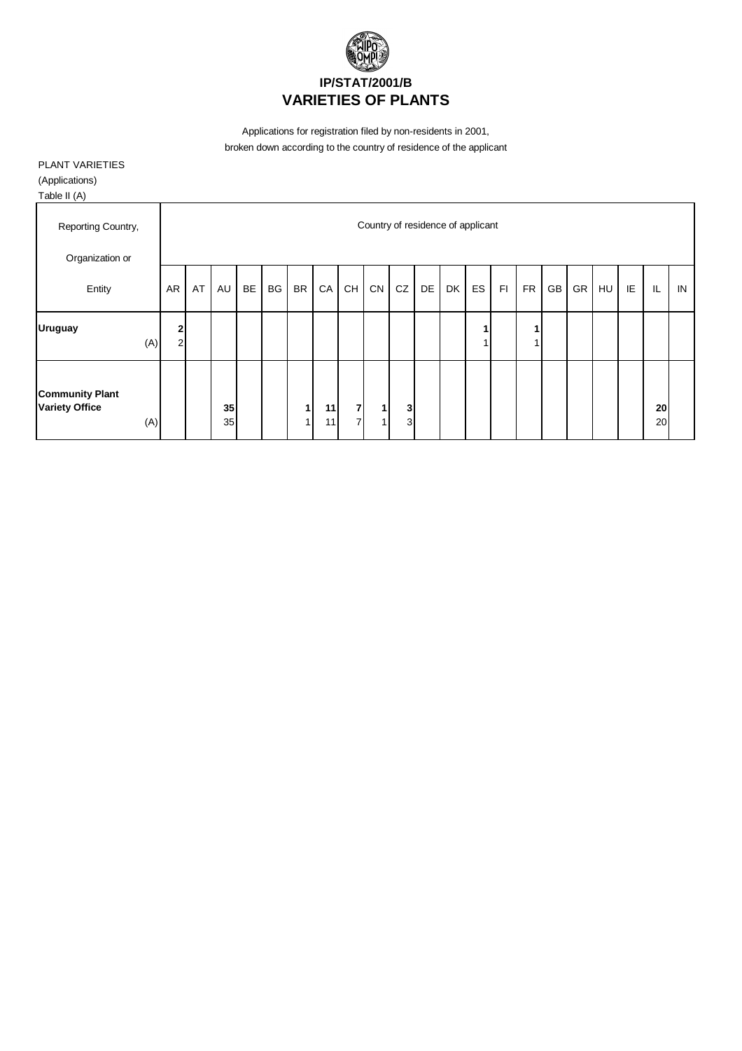**IP/STAT/2001/B**
**VARIETIES OF PLANTS**

Applications for registration filed by non-residents in 2001,
broken down according to the country of residence of the applicant

PLANT VARIETIES
(Applications)
Table II (A)

| Reporting Country, Organization or Entity | AR | AT | AU | BE | BG | BR | CA | CH | CN | CZ | DE | DK | ES | FI | FR | GB | GR | HU | IE | IL | IN |
|---|---|---|---|---|---|---|---|---|---|---|---|---|---|---|---|---|---|---|---|---|---|
| **Uruguay** | **2** | | | | | | | | | | | | **1** | | **1** | | | | | | |
| (A) | 2 | | | | | | | | | | | | 1 | | 1 | | | | | | |
| **Community Plant Variety Office** | | | **35** | | | **1** | **11** | **7** | **1** | **3** | | | | | | | | | | **20** | |
| (A) | | | 35 | | | 1 | 11 | 7 | 1 | 3 | | | | | | | | | | 20 | |

Country of residence of applicant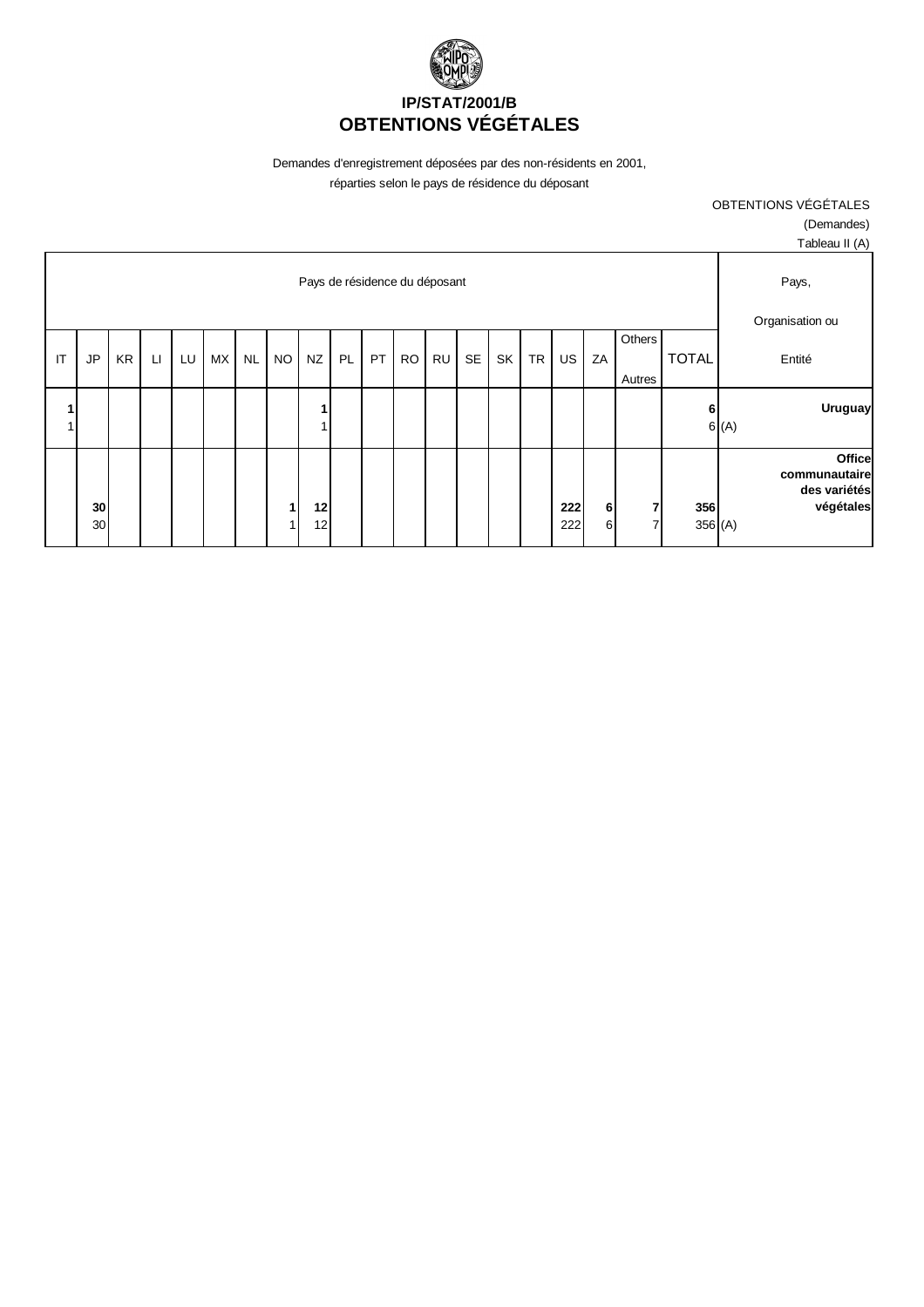**IP/STAT/2001/B**
# OBTENTIONS VÉGÉTALES

Demandes d'enregistrement déposées par des non-résidents en 2001,
réparties selon le pays de résidence du déposant

OBTENTIONS VÉGÉTALES
(Demandes)
Tableau II (A)

| Pays de résidence du déposant | | | | | | | | | | | | | | | | | | | | Pays, Organisation ou Entité |
|---|---|---|---|---|---|---|---|---|---|---|---|---|---|---|---|---|---|---|---|---|
| IT | JP | KR | LI | LU | MX | NL | NO | NZ | PL | PT | RO | RU | SE | SK | TR | US | ZA | Others Autres | TOTAL | |
| **1** 1 | | | | | | | | **1** 1 | | | | | | | | | | | **6** 6 (A) | **Uruguay** |
| | **30** 30 | | | | | | **1** 1 | **12** 12 | | | | | | | | **222** 222 | **6** 6 | **7** 7 | **356** 356 (A) | **Office communautaire des variétés végétales** |